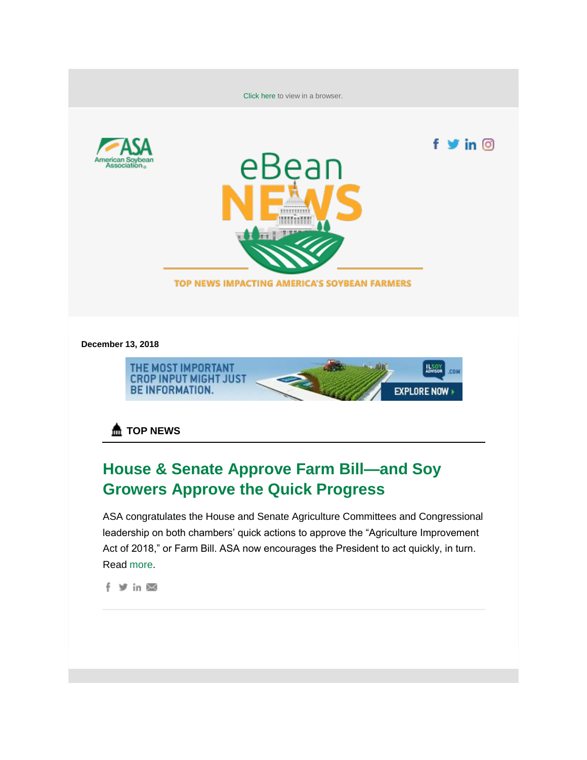Click here to view in a browser.

eBean NEWS

TOP NEWS IMPACTING AMERICA'S SOYBEAN FARMERS

**December 13, 2018**

THE MOST IMPORTANT CROP INPUT MIGHT JUST BE INFORMATION. EXPLORE NOW

## TOP NEWS

### House & Senate Approve Farm Bill—and Soy Growers Approve the Quick Progress

ASA congratulates the House and Senate Agriculture Committees and Congressional leadership on both chambers' quick actions to approve the "Agriculture Improvement Act of 2018," or Farm Bill. ASA now encourages the President to act quickly, in turn. Read more.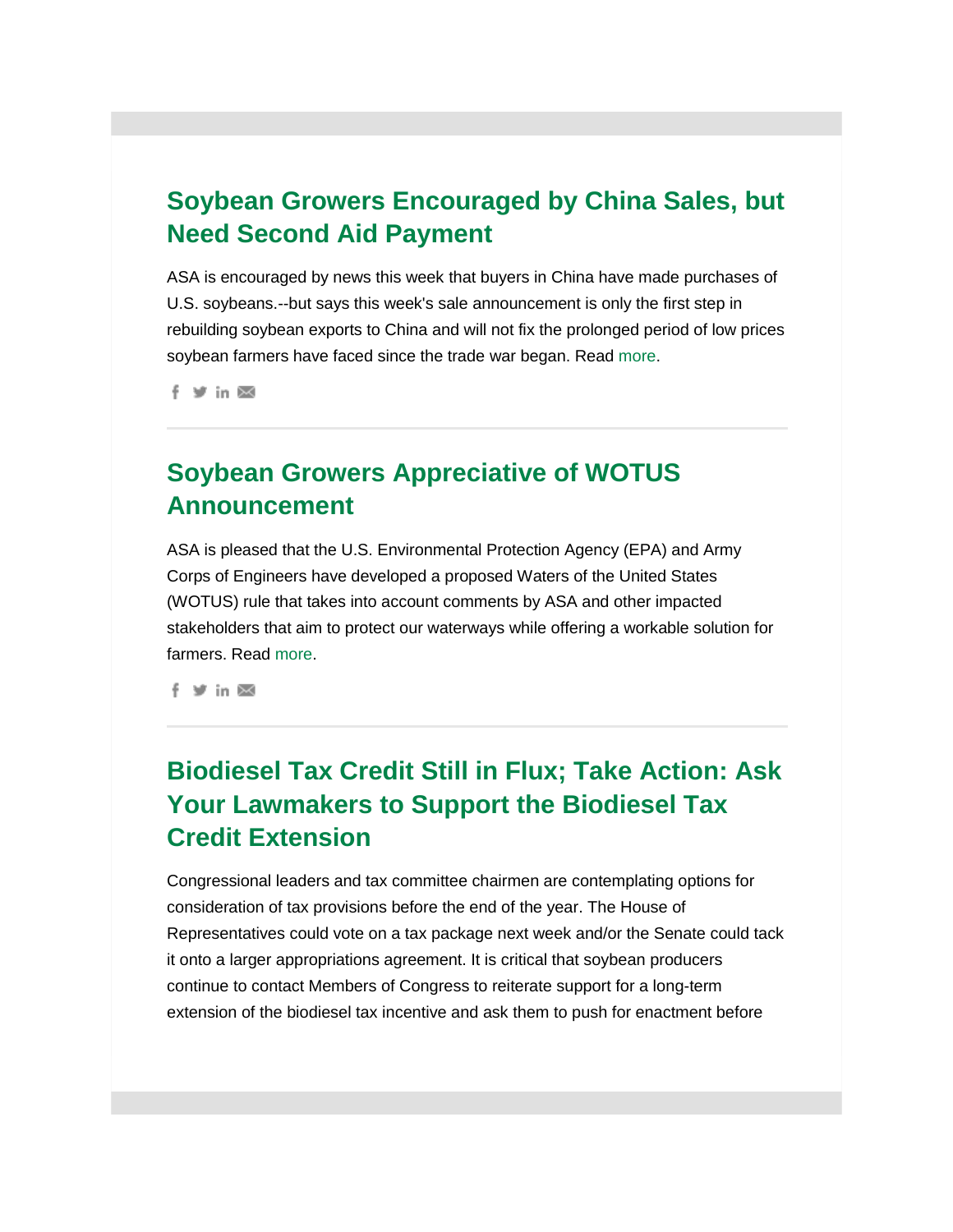## Soybean Growers Encouraged by China Sales, but Need Second Aid Payment

ASA is encouraged by news this week that buyers in China have made purchases of U.S. soybeans.--but says this week's sale announcement is only the first step in rebuilding soybean exports to China and will not fix the prolonged period of low prices soybean farmers have faced since the trade war began. Read more.

---

## Soybean Growers Appreciative of WOTUS Announcement

ASA is pleased that the U.S. Environmental Protection Agency (EPA) and Army Corps of Engineers have developed a proposed Waters of the United States (WOTUS) rule that takes into account comments by ASA and other impacted stakeholders that aim to protect our waterways while offering a workable solution for farmers. Read more.

---

## Biodiesel Tax Credit Still in Flux; Take Action: Ask Your Lawmakers to Support the Biodiesel Tax Credit Extension

Congressional leaders and tax committee chairmen are contemplating options for consideration of tax provisions before the end of the year. The House of Representatives could vote on a tax package next week and/or the Senate could tack it onto a larger appropriations agreement. It is critical that soybean producers continue to contact Members of Congress to reiterate support for a long-term extension of the biodiesel tax incentive and ask them to push for enactment before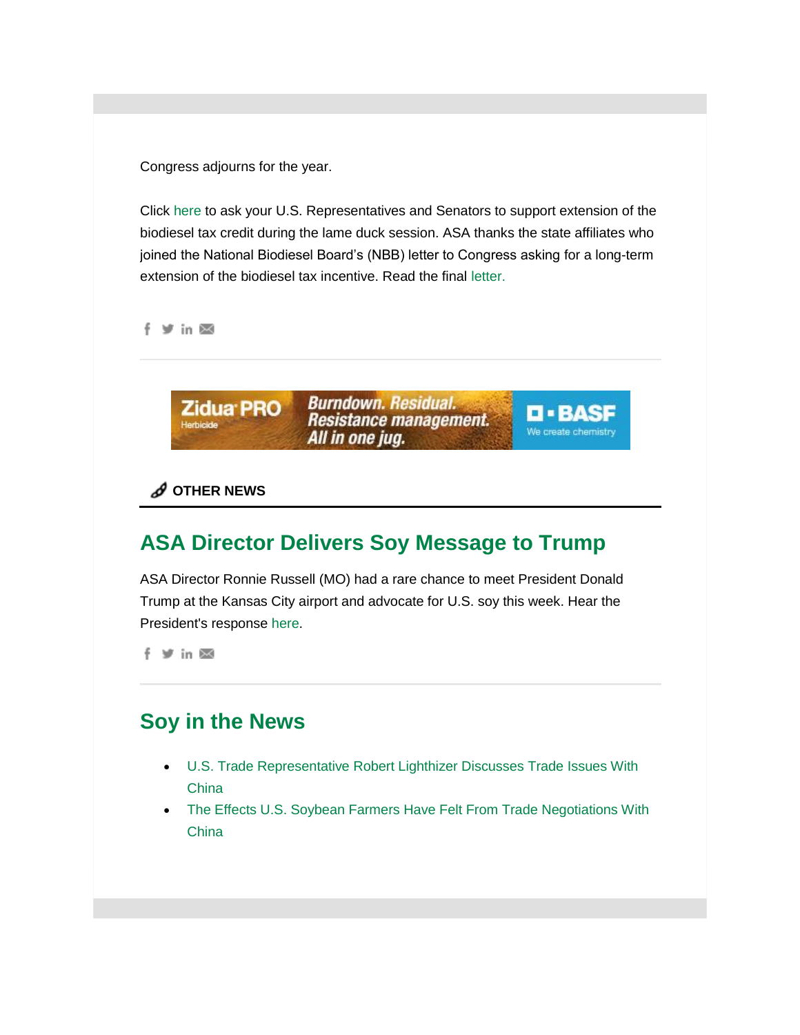Congress adjourns for the year.

Click here to ask your U.S. Representatives and Senators to support extension of the biodiesel tax credit during the lame duck session. ASA thanks the state affiliates who joined the National Biodiesel Board's (NBB) letter to Congress asking for a long-term extension of the biodiesel tax incentive. Read the final letter.

**OTHER NEWS**

## ASA Director Delivers Soy Message to Trump

ASA Director Ronnie Russell (MO) had a rare chance to meet President Donald Trump at the Kansas City airport and advocate for U.S. soy this week. Hear the President's response here.

## Soy in the News

- U.S. Trade Representative Robert Lighthizer Discusses Trade Issues With China
- The Effects U.S. Soybean Farmers Have Felt From Trade Negotiations With China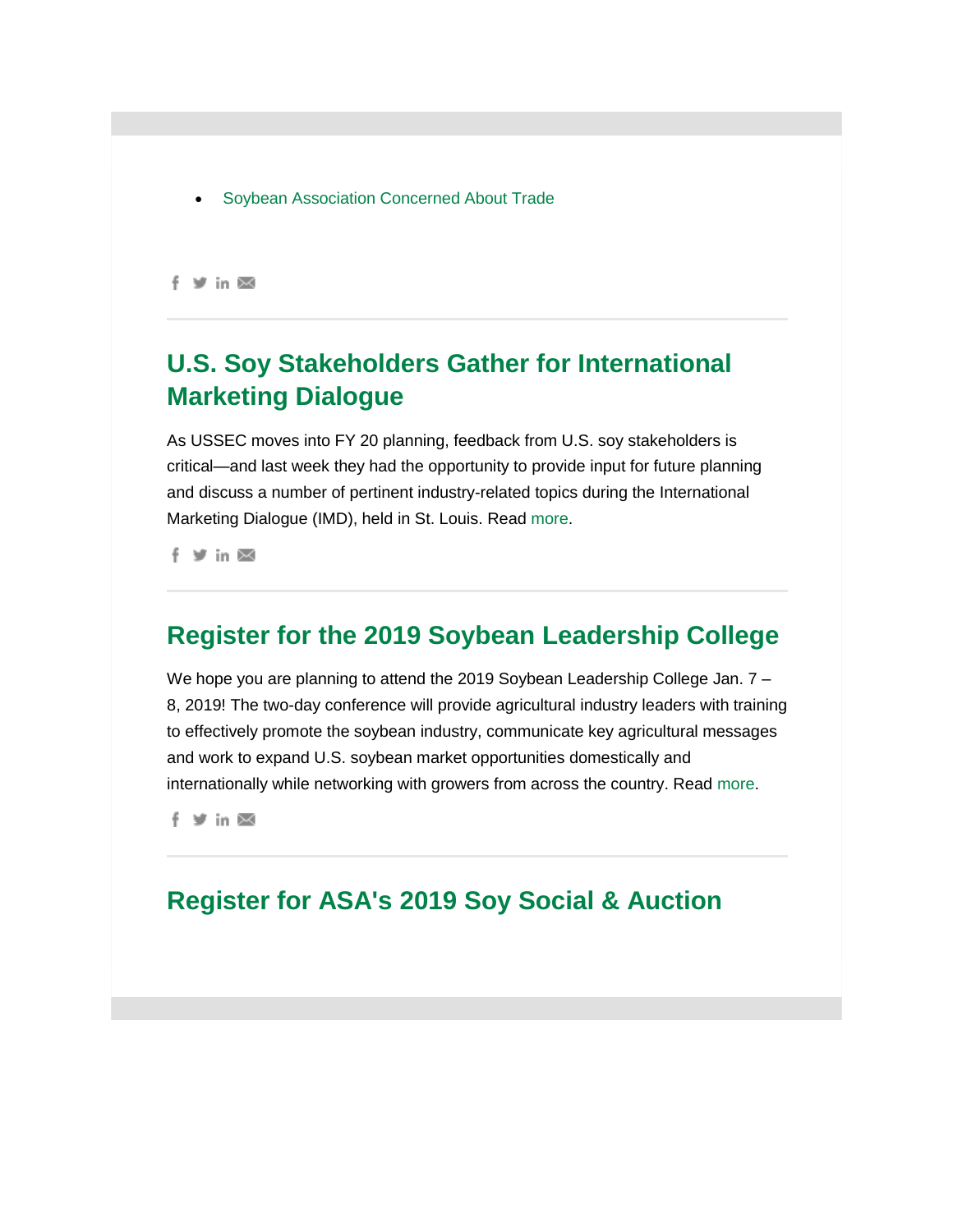- Soybean Association Concerned About Trade

---

## U.S. Soy Stakeholders Gather for International Marketing Dialogue

As USSEC moves into FY 20 planning, feedback from U.S. soy stakeholders is critical—and last week they had the opportunity to provide input for future planning and discuss a number of pertinent industry-related topics during the International Marketing Dialogue (IMD), held in St. Louis. Read more.

---

## Register for the 2019 Soybean Leadership College

We hope you are planning to attend the 2019 Soybean Leadership College Jan. 7 – 8, 2019! The two-day conference will provide agricultural industry leaders with training to effectively promote the soybean industry, communicate key agricultural messages and work to expand U.S. soybean market opportunities domestically and internationally while networking with growers from across the country. Read more.

---

## Register for ASA's 2019 Soy Social & Auction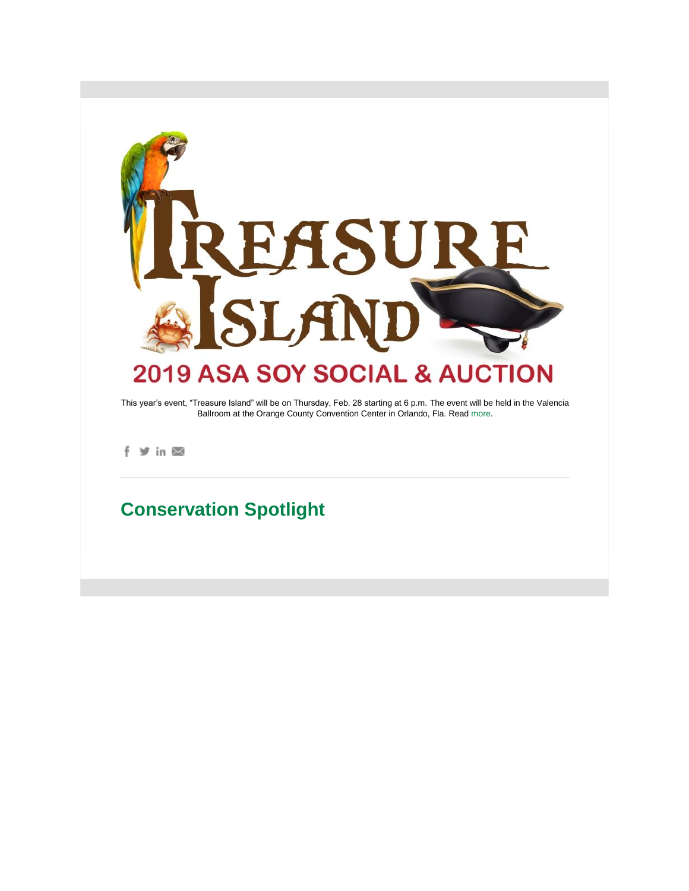# TREASURE ISLAND

## 2019 ASA SOY SOCIAL & AUCTION

This year's event, "Treasure Island" will be on Thursday, Feb. 28 starting at 6 p.m. The event will be held in the Valencia Ballroom at the Orange County Convention Center in Orlando, Fla. Read more.

## Conservation Spotlight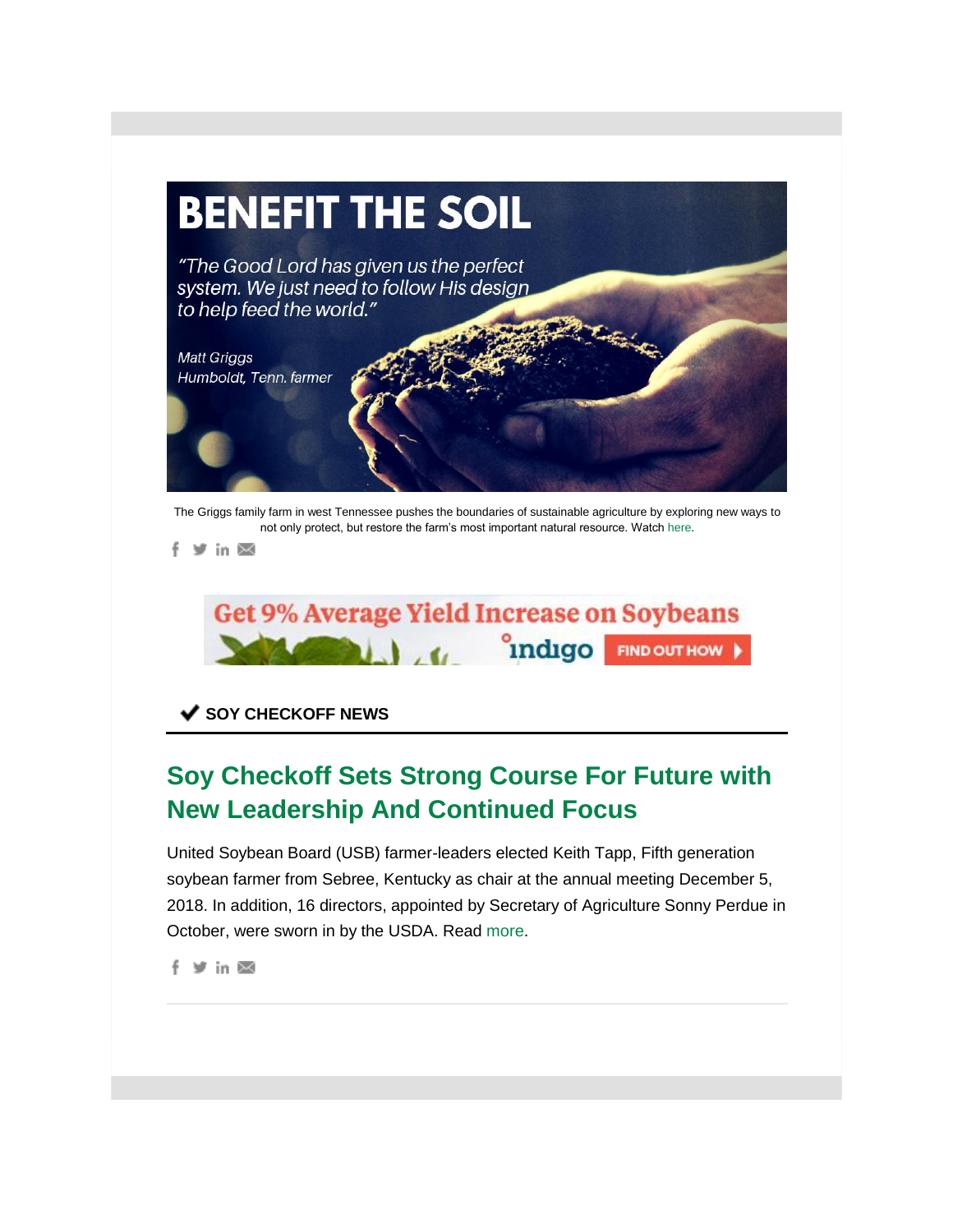# BENEFIT THE SOIL

*"The Good Lord has given us the perfect system. We just need to follow His design to help feed the world."*

*Matt Griggs*
*Humboldt, Tenn. farmer*

The Griggs family farm in west Tennessee pushes the boundaries of sustainable agriculture by exploring new ways to not only protect, but restore the farm's most important natural resource. Watch here.

Get 9% Average Yield Increase on Soybeans — indigo — FIND OUT HOW

### ✔ SOY CHECKOFF NEWS

## Soy Checkoff Sets Strong Course For Future with New Leadership And Continued Focus

United Soybean Board (USB) farmer-leaders elected Keith Tapp, Fifth generation soybean farmer from Sebree, Kentucky as chair at the annual meeting December 5, 2018. In addition, 16 directors, appointed by Secretary of Agriculture Sonny Perdue in October, were sworn in by the USDA. Read more.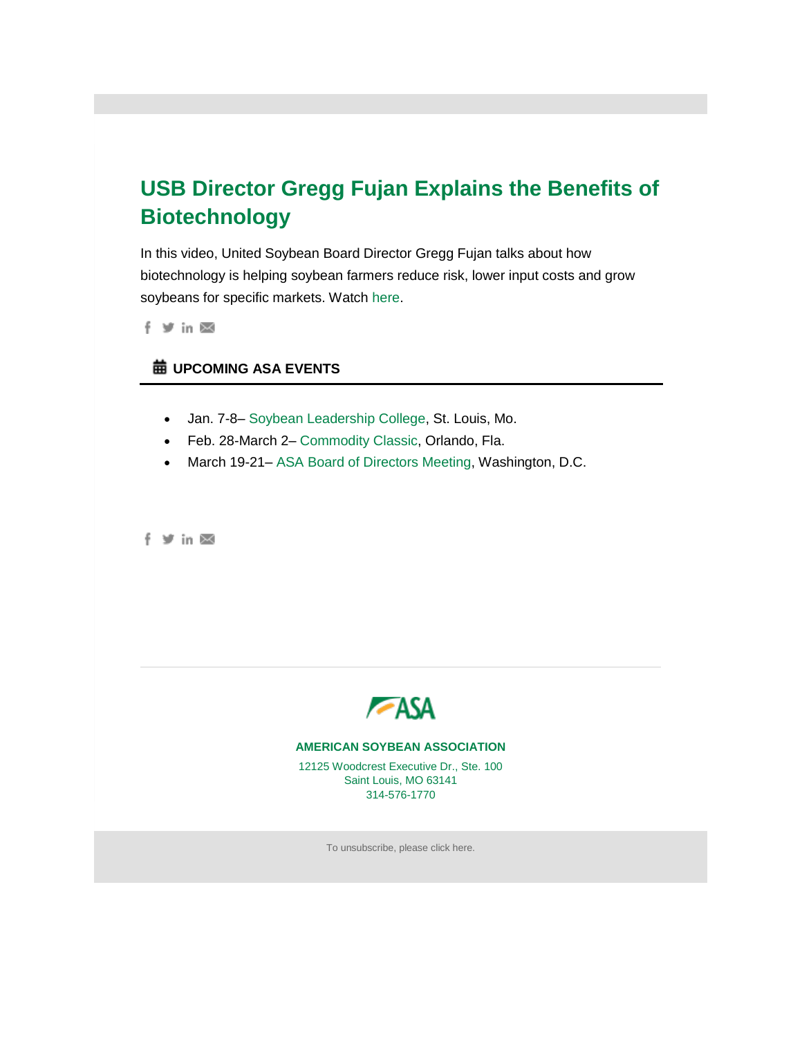## USB Director Gregg Fujan Explains the Benefits of Biotechnology

In this video, United Soybean Board Director Gregg Fujan talks about how biotechnology is helping soybean farmers reduce risk, lower input costs and grow soybeans for specific markets. Watch here.

### UPCOMING ASA EVENTS

- Jan. 7-8– Soybean Leadership College, St. Louis, Mo.
- Feb. 28-March 2– Commodity Classic, Orlando, Fla.
- March 19-21– ASA Board of Directors Meeting, Washington, D.C.

**AMERICAN SOYBEAN ASSOCIATION**

12125 Woodcrest Executive Dr., Ste. 100
Saint Louis, MO 63141
314-576-1770

To unsubscribe, please click here.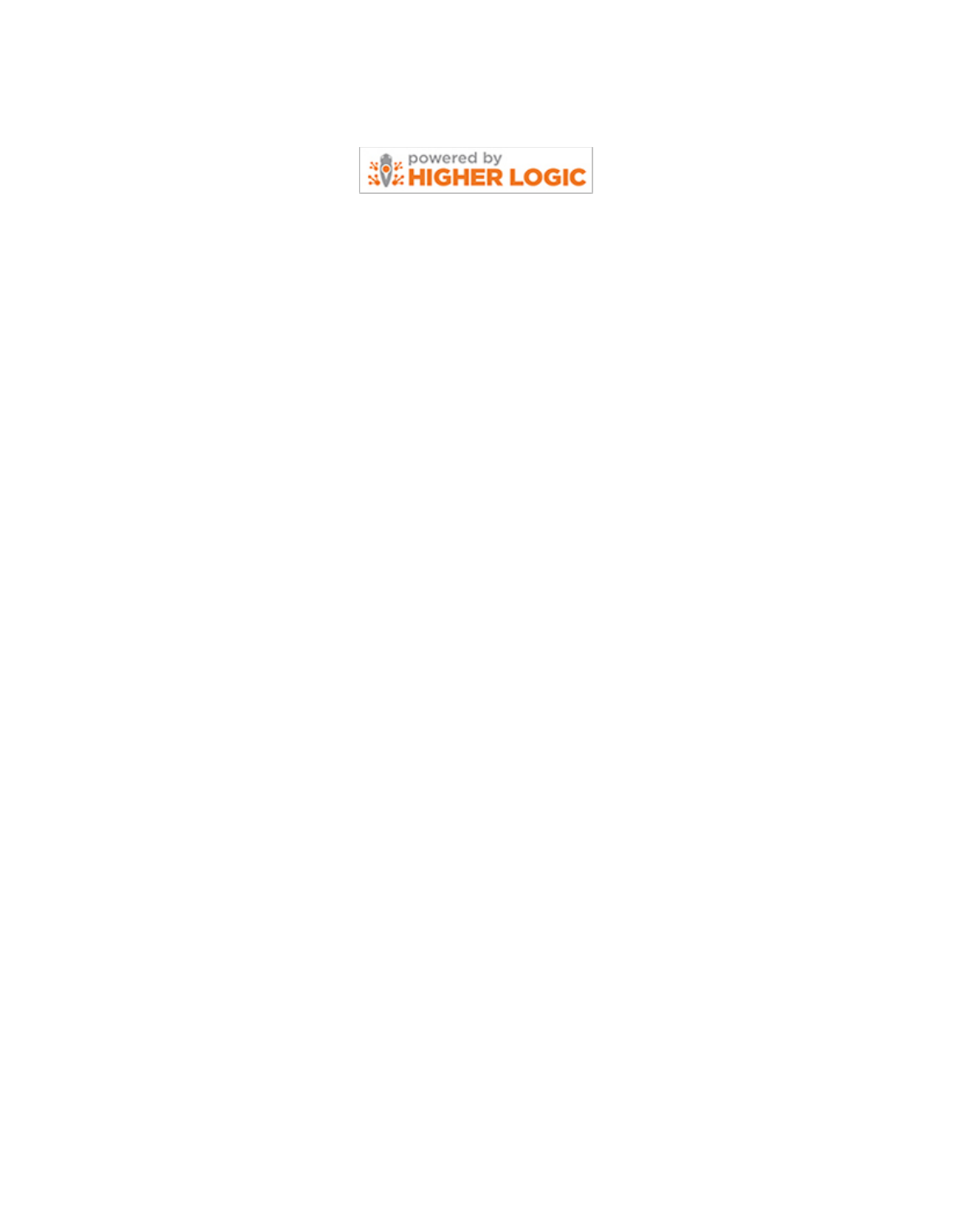powered by HIGHER LOGIC